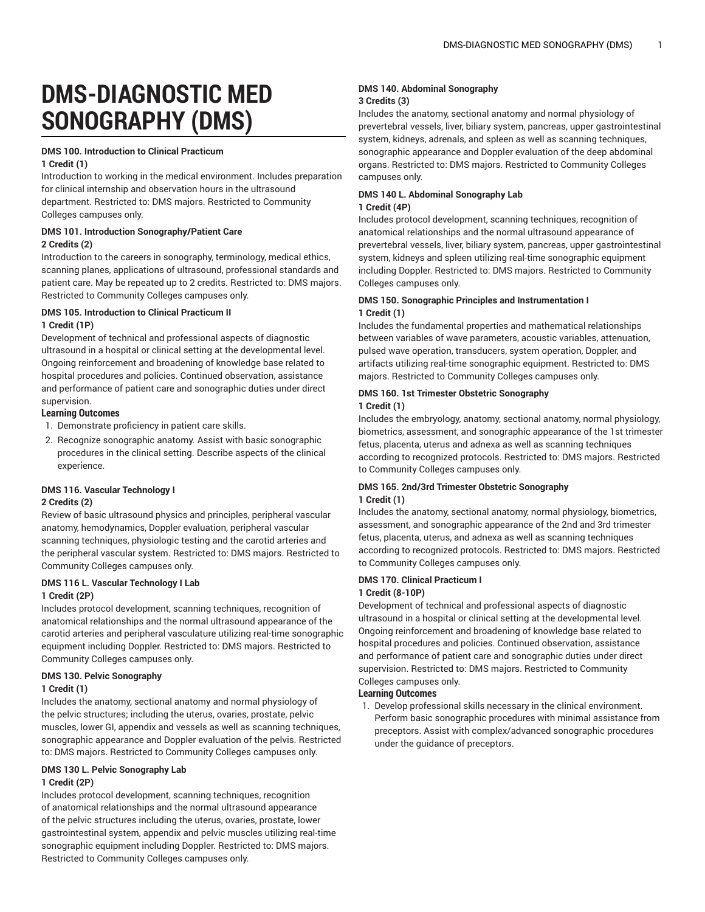# DMS-DIAGNOSTIC MED SONOGRAPHY (DMS)

**DMS 100. Introduction to Clinical Practicum**
**1 Credit (1)**

Introduction to working in the medical environment. Includes preparation for clinical internship and observation hours in the ultrasound department. Restricted to: DMS majors. Restricted to Community Colleges campuses only.

**DMS 101. Introduction Sonography/Patient Care**
**2 Credits (2)**

Introduction to the careers in sonography, terminology, medical ethics, scanning planes, applications of ultrasound, professional standards and patient care. May be repeated up to 2 credits. Restricted to: DMS majors. Restricted to Community Colleges campuses only.

**DMS 105. Introduction to Clinical Practicum II**
**1 Credit (1P)**

Development of technical and professional aspects of diagnostic ultrasound in a hospital or clinical setting at the developmental level. Ongoing reinforcement and broadening of knowledge base related to hospital procedures and policies. Continued observation, assistance and performance of patient care and sonographic duties under direct supervision.

**Learning Outcomes**

1. Demonstrate proficiency in patient care skills.
2. Recognize sonographic anatomy. Assist with basic sonographic procedures in the clinical setting. Describe aspects of the clinical experience.

**DMS 116. Vascular Technology I**
**2 Credits (2)**

Review of basic ultrasound physics and principles, peripheral vascular anatomy, hemodynamics, Doppler evaluation, peripheral vascular scanning techniques, physiologic testing and the carotid arteries and the peripheral vascular system. Restricted to: DMS majors. Restricted to Community Colleges campuses only.

**DMS 116 L. Vascular Technology I Lab**
**1 Credit (2P)**

Includes protocol development, scanning techniques, recognition of anatomical relationships and the normal ultrasound appearance of the carotid arteries and peripheral vasculature utilizing real-time sonographic equipment including Doppler. Restricted to: DMS majors. Restricted to Community Colleges campuses only.

**DMS 130. Pelvic Sonography**
**1 Credit (1)**

Includes the anatomy, sectional anatomy and normal physiology of the pelvic structures; including the uterus, ovaries, prostate, pelvic muscles, lower GI, appendix and vessels as well as scanning techniques, sonographic appearance and Doppler evaluation of the pelvis. Restricted to: DMS majors. Restricted to Community Colleges campuses only.

**DMS 130 L. Pelvic Sonography Lab**
**1 Credit (2P)**

Includes protocol development, scanning techniques, recognition of anatomical relationships and the normal ultrasound appearance of the pelvic structures including the uterus, ovaries, prostate, lower gastrointestinal system, appendix and pelvic muscles utilizing real-time sonographic equipment including Doppler. Restricted to: DMS majors. Restricted to Community Colleges campuses only.

**DMS 140. Abdominal Sonography**
**3 Credits (3)**

Includes the anatomy, sectional anatomy and normal physiology of prevertebral vessels, liver, biliary system, pancreas, upper gastrointestinal system, kidneys, adrenals, and spleen as well as scanning techniques, sonographic appearance and Doppler evaluation of the deep abdominal organs. Restricted to: DMS majors. Restricted to Community Colleges campuses only.

**DMS 140 L. Abdominal Sonography Lab**
**1 Credit (4P)**

Includes protocol development, scanning techniques, recognition of anatomical relationships and the normal ultrasound appearance of prevertebral vessels, liver, biliary system, pancreas, upper gastrointestinal system, kidneys and spleen utilizing real-time sonographic equipment including Doppler. Restricted to: DMS majors. Restricted to Community Colleges campuses only.

**DMS 150. Sonographic Principles and Instrumentation I**
**1 Credit (1)**

Includes the fundamental properties and mathematical relationships between variables of wave parameters, acoustic variables, attenuation, pulsed wave operation, transducers, system operation, Doppler, and artifacts utilizing real-time sonographic equipment. Restricted to: DMS majors. Restricted to Community Colleges campuses only.

**DMS 160. 1st Trimester Obstetric Sonography**
**1 Credit (1)**

Includes the embryology, anatomy, sectional anatomy, normal physiology, biometrics, assessment, and sonographic appearance of the 1st trimester fetus, placenta, uterus and adnexa as well as scanning techniques according to recognized protocols. Restricted to: DMS majors. Restricted to Community Colleges campuses only.

**DMS 165. 2nd/3rd Trimester Obstetric Sonography**
**1 Credit (1)**

Includes the anatomy, sectional anatomy, normal physiology, biometrics, assessment, and sonographic appearance of the 2nd and 3rd trimester fetus, placenta, uterus, and adnexa as well as scanning techniques according to recognized protocols. Restricted to: DMS majors. Restricted to Community Colleges campuses only.

**DMS 170. Clinical Practicum I**
**1 Credit (8-10P)**

Development of technical and professional aspects of diagnostic ultrasound in a hospital or clinical setting at the developmental level. Ongoing reinforcement and broadening of knowledge base related to hospital procedures and policies. Continued observation, assistance and performance of patient care and sonographic duties under direct supervision. Restricted to: DMS majors. Restricted to Community Colleges campuses only.

**Learning Outcomes**

1. Develop professional skills necessary in the clinical environment. Perform basic sonographic procedures with minimal assistance from preceptors. Assist with complex/advanced sonographic procedures under the guidance of preceptors.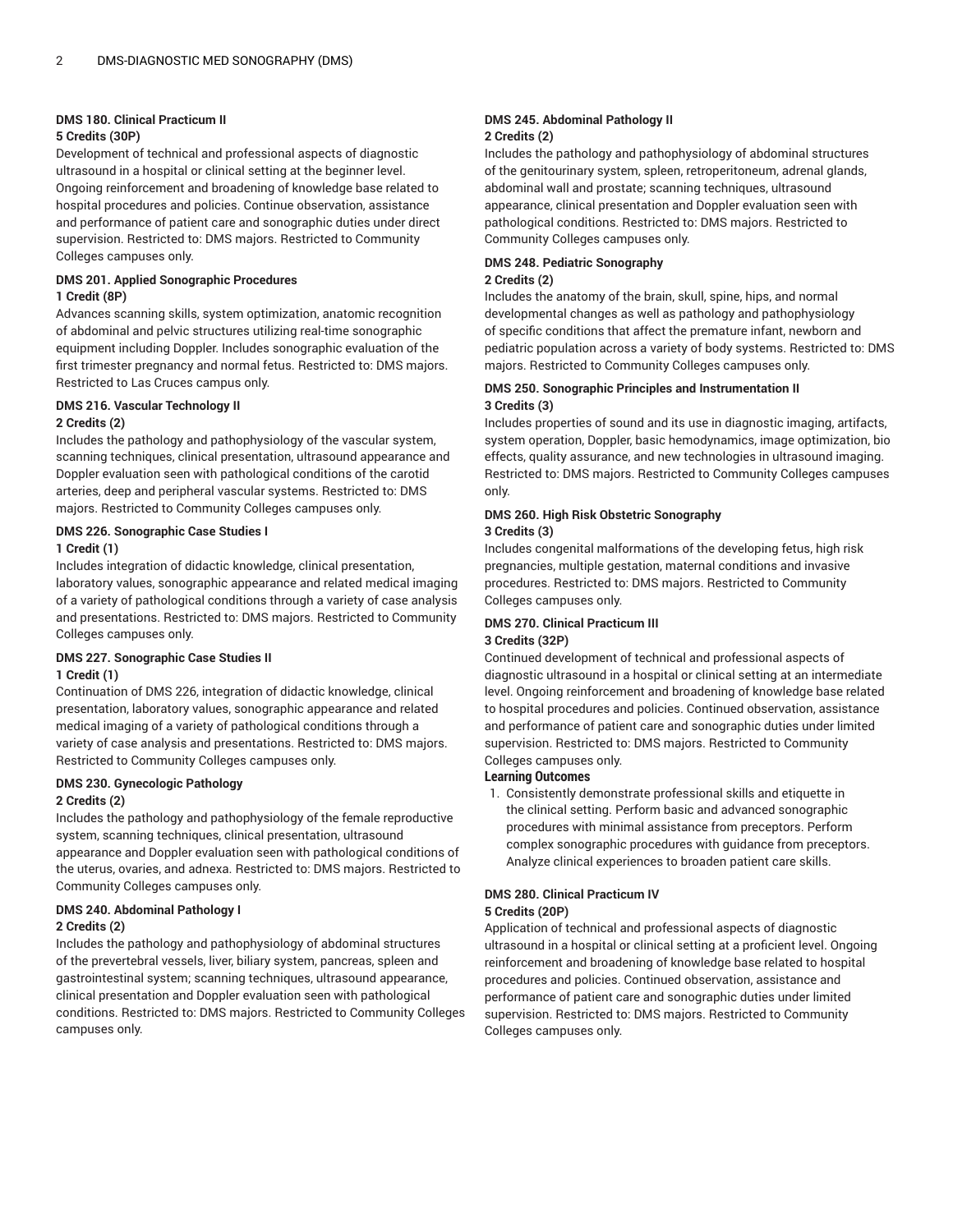### DMS 180. Clinical Practicum II

**5 Credits (30P)**

Development of technical and professional aspects of diagnostic ultrasound in a hospital or clinical setting at the beginner level. Ongoing reinforcement and broadening of knowledge base related to hospital procedures and policies. Continue observation, assistance and performance of patient care and sonographic duties under direct supervision. Restricted to: DMS majors. Restricted to Community Colleges campuses only.

### DMS 201. Applied Sonographic Procedures

**1 Credit (8P)**

Advances scanning skills, system optimization, anatomic recognition of abdominal and pelvic structures utilizing real-time sonographic equipment including Doppler. Includes sonographic evaluation of the first trimester pregnancy and normal fetus. Restricted to: DMS majors. Restricted to Las Cruces campus only.

### DMS 216. Vascular Technology II

**2 Credits (2)**

Includes the pathology and pathophysiology of the vascular system, scanning techniques, clinical presentation, ultrasound appearance and Doppler evaluation seen with pathological conditions of the carotid arteries, deep and peripheral vascular systems. Restricted to: DMS majors. Restricted to Community Colleges campuses only.

### DMS 226. Sonographic Case Studies I

**1 Credit (1)**

Includes integration of didactic knowledge, clinical presentation, laboratory values, sonographic appearance and related medical imaging of a variety of pathological conditions through a variety of case analysis and presentations. Restricted to: DMS majors. Restricted to Community Colleges campuses only.

### DMS 227. Sonographic Case Studies II

**1 Credit (1)**

Continuation of DMS 226, integration of didactic knowledge, clinical presentation, laboratory values, sonographic appearance and related medical imaging of a variety of pathological conditions through a variety of case analysis and presentations. Restricted to: DMS majors. Restricted to Community Colleges campuses only.

### DMS 230. Gynecologic Pathology

**2 Credits (2)**

Includes the pathology and pathophysiology of the female reproductive system, scanning techniques, clinical presentation, ultrasound appearance and Doppler evaluation seen with pathological conditions of the uterus, ovaries, and adnexa. Restricted to: DMS majors. Restricted to Community Colleges campuses only.

### DMS 240. Abdominal Pathology I

**2 Credits (2)**

Includes the pathology and pathophysiology of abdominal structures of the prevertebral vessels, liver, biliary system, pancreas, spleen and gastrointestinal system; scanning techniques, ultrasound appearance, clinical presentation and Doppler evaluation seen with pathological conditions. Restricted to: DMS majors. Restricted to Community Colleges campuses only.

### DMS 245. Abdominal Pathology II

**2 Credits (2)**

Includes the pathology and pathophysiology of abdominal structures of the genitourinary system, spleen, retroperitoneum, adrenal glands, abdominal wall and prostate; scanning techniques, ultrasound appearance, clinical presentation and Doppler evaluation seen with pathological conditions. Restricted to: DMS majors. Restricted to Community Colleges campuses only.

### DMS 248. Pediatric Sonography

**2 Credits (2)**

Includes the anatomy of the brain, skull, spine, hips, and normal developmental changes as well as pathology and pathophysiology of specific conditions that affect the premature infant, newborn and pediatric population across a variety of body systems. Restricted to: DMS majors. Restricted to Community Colleges campuses only.

### DMS 250. Sonographic Principles and Instrumentation II

**3 Credits (3)**

Includes properties of sound and its use in diagnostic imaging, artifacts, system operation, Doppler, basic hemodynamics, image optimization, bio effects, quality assurance, and new technologies in ultrasound imaging. Restricted to: DMS majors. Restricted to Community Colleges campuses only.

### DMS 260. High Risk Obstetric Sonography

**3 Credits (3)**

Includes congenital malformations of the developing fetus, high risk pregnancies, multiple gestation, maternal conditions and invasive procedures. Restricted to: DMS majors. Restricted to Community Colleges campuses only.

### DMS 270. Clinical Practicum III

**3 Credits (32P)**

Continued development of technical and professional aspects of diagnostic ultrasound in a hospital or clinical setting at an intermediate level. Ongoing reinforcement and broadening of knowledge base related to hospital procedures and policies. Continued observation, assistance and performance of patient care and sonographic duties under limited supervision. Restricted to: DMS majors. Restricted to Community Colleges campuses only.

**Learning Outcomes**

1. Consistently demonstrate professional skills and etiquette in the clinical setting. Perform basic and advanced sonographic procedures with minimal assistance from preceptors. Perform complex sonographic procedures with guidance from preceptors. Analyze clinical experiences to broaden patient care skills.

### DMS 280. Clinical Practicum IV

**5 Credits (20P)**

Application of technical and professional aspects of diagnostic ultrasound in a hospital or clinical setting at a proficient level. Ongoing reinforcement and broadening of knowledge base related to hospital procedures and policies. Continued observation, assistance and performance of patient care and sonographic duties under limited supervision. Restricted to: DMS majors. Restricted to Community Colleges campuses only.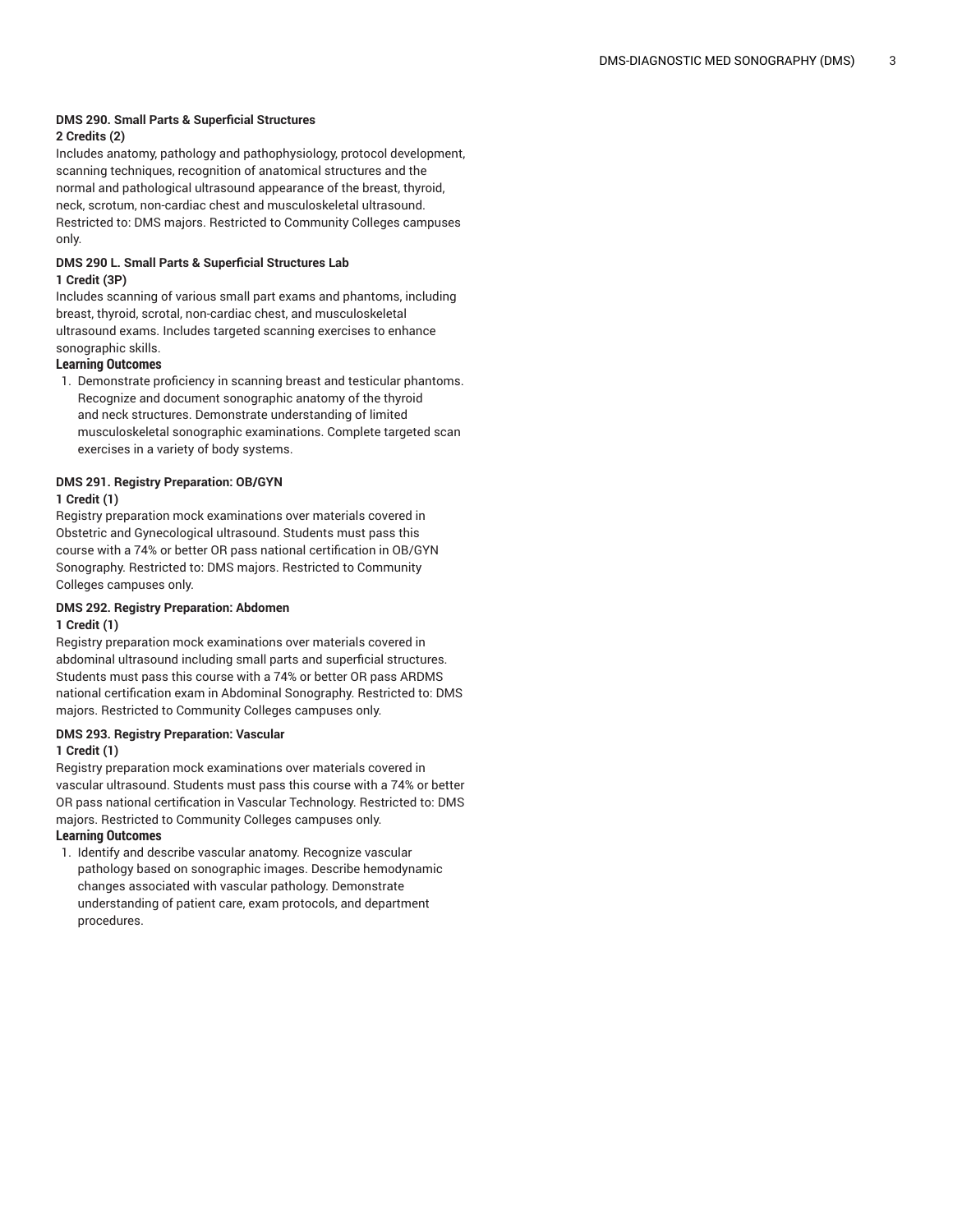**DMS 290. Small Parts & Superficial Structures**
**2 Credits (2)**

Includes anatomy, pathology and pathophysiology, protocol development, scanning techniques, recognition of anatomical structures and the normal and pathological ultrasound appearance of the breast, thyroid, neck, scrotum, non-cardiac chest and musculoskeletal ultrasound. Restricted to: DMS majors. Restricted to Community Colleges campuses only.

**DMS 290 L. Small Parts & Superficial Structures Lab**
**1 Credit (3P)**

Includes scanning of various small part exams and phantoms, including breast, thyroid, scrotal, non-cardiac chest, and musculoskeletal ultrasound exams. Includes targeted scanning exercises to enhance sonographic skills.

**Learning Outcomes**

1. Demonstrate proficiency in scanning breast and testicular phantoms. Recognize and document sonographic anatomy of the thyroid and neck structures. Demonstrate understanding of limited musculoskeletal sonographic examinations. Complete targeted scan exercises in a variety of body systems.

**DMS 291. Registry Preparation: OB/GYN**
**1 Credit (1)**

Registry preparation mock examinations over materials covered in Obstetric and Gynecological ultrasound. Students must pass this course with a 74% or better OR pass national certification in OB/GYN Sonography. Restricted to: DMS majors. Restricted to Community Colleges campuses only.

**DMS 292. Registry Preparation: Abdomen**
**1 Credit (1)**

Registry preparation mock examinations over materials covered in abdominal ultrasound including small parts and superficial structures. Students must pass this course with a 74% or better OR pass ARDMS national certification exam in Abdominal Sonography. Restricted to: DMS majors. Restricted to Community Colleges campuses only.

**DMS 293. Registry Preparation: Vascular**
**1 Credit (1)**

Registry preparation mock examinations over materials covered in vascular ultrasound. Students must pass this course with a 74% or better OR pass national certification in Vascular Technology. Restricted to: DMS majors. Restricted to Community Colleges campuses only.

**Learning Outcomes**

1. Identify and describe vascular anatomy. Recognize vascular pathology based on sonographic images. Describe hemodynamic changes associated with vascular pathology. Demonstrate understanding of patient care, exam protocols, and department procedures.